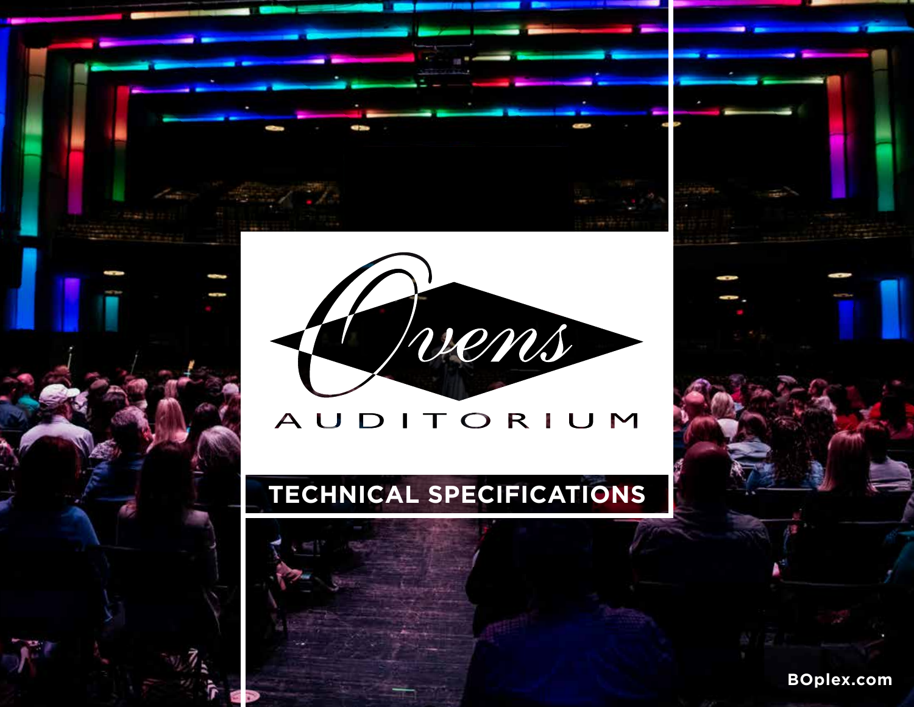# Ovens Auditorium

## TECHNICAL SPECIFICATIONS

BOplex.com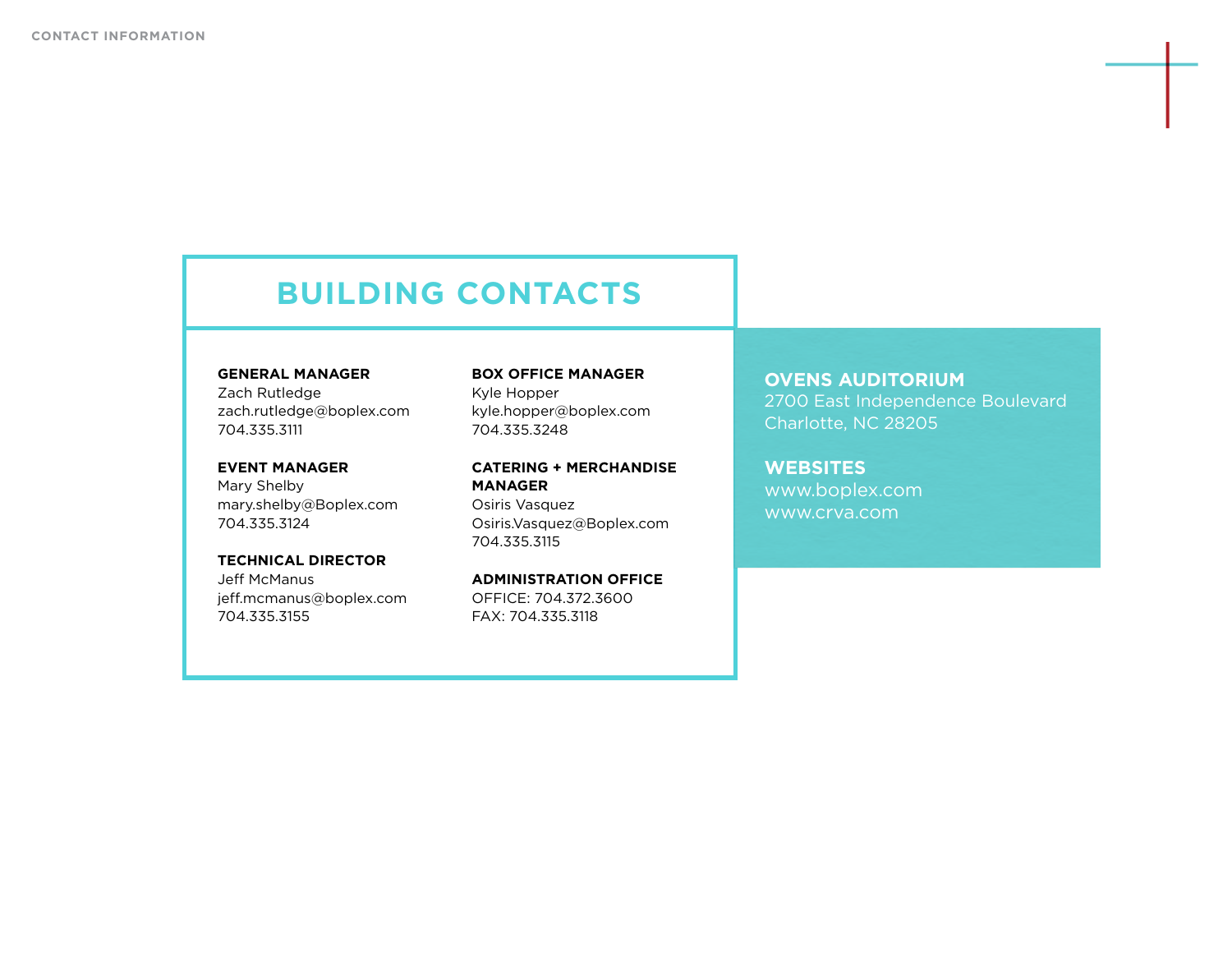# BUILDING CONTACTS

**GENERAL MANAGER**
Zach Rutledge
zach.rutledge@boplex.com
704.335.3111

**EVENT MANAGER**
Mary Shelby
mary.shelby@Boplex.com
704.335.3124

**TECHNICAL DIRECTOR**
Jeff McManus
jeff.mcmanus@boplex.com
704.335.3155

**BOX OFFICE MANAGER**
Kyle Hopper
kyle.hopper@boplex.com
704.335.3248

**CATERING + MERCHANDISE MANAGER**
Osiris Vasquez
Osiris.Vasquez@Boplex.com
704.335.3115

**ADMINISTRATION OFFICE**
OFFICE: 704.372.3600
FAX: 704.335.3118

**OVENS AUDITORIUM**
2700 East Independence Boulevard
Charlotte, NC 28205

**WEBSITES**
www.boplex.com
www.crva.com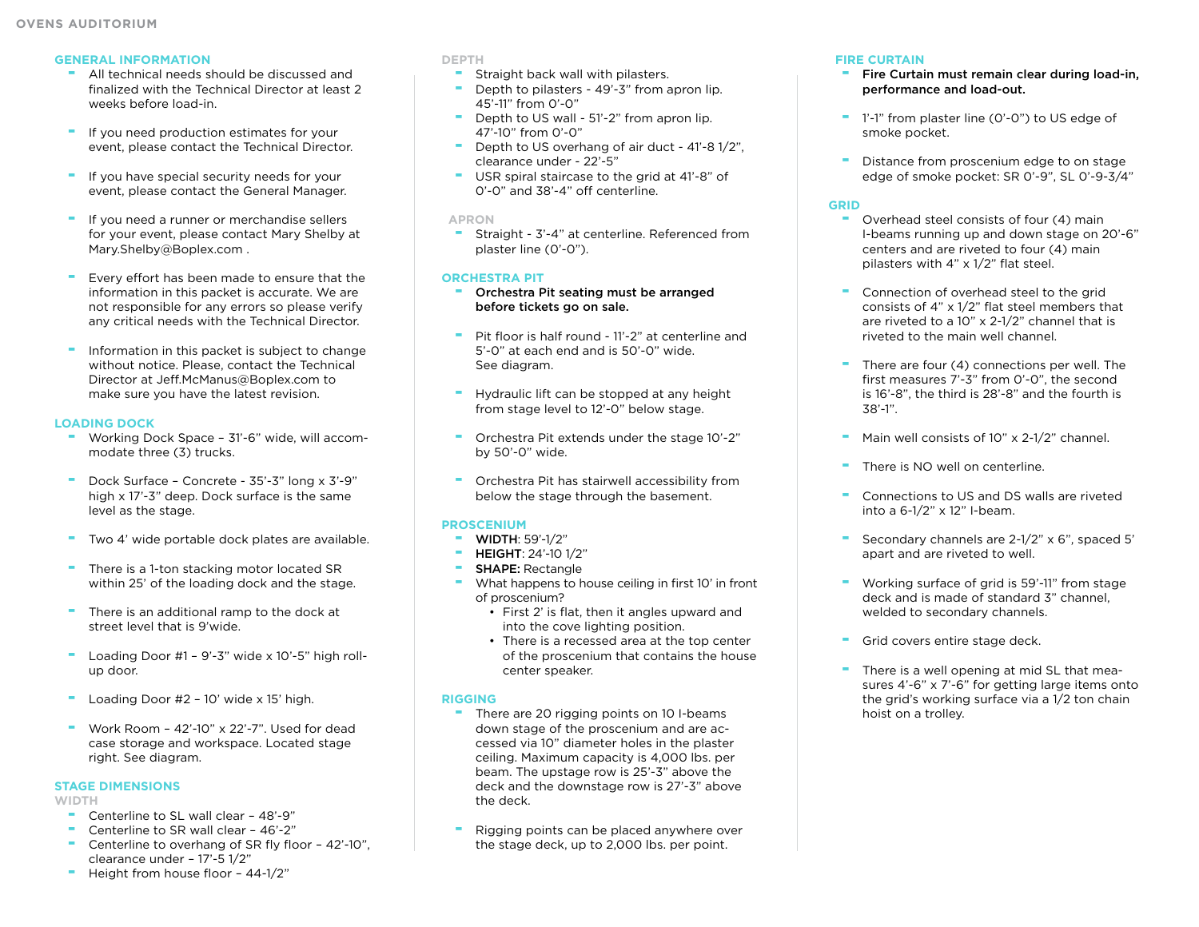## GENERAL INFORMATION

- All technical needs should be discussed and finalized with the Technical Director at least 2 weeks before load-in.
- If you need production estimates for your event, please contact the Technical Director.
- If you have special security needs for your event, please contact the General Manager.
- If you need a runner or merchandise sellers for your event, please contact Mary Shelby at Mary.Shelby@Boplex.com .
- Every effort has been made to ensure that the information in this packet is accurate. We are not responsible for any errors so please verify any critical needs with the Technical Director.
- Information in this packet is subject to change without notice. Please, contact the Technical Director at Jeff.McManus@Boplex.com to make sure you have the latest revision.

## LOADING DOCK

- Working Dock Space – 31'-6" wide, will accommodate three (3) trucks.
- Dock Surface – Concrete - 35'-3" long x 3'-9" high x 17'-3" deep. Dock surface is the same level as the stage.
- Two 4' wide portable dock plates are available.
- There is a 1-ton stacking motor located SR within 25' of the loading dock and the stage.
- There is an additional ramp to the dock at street level that is 9'wide.
- Loading Door #1 – 9'-3" wide x 10'-5" high roll-up door.
- Loading Door #2 – 10' wide x 15' high.
- Work Room – 42'-10" x 22'-7". Used for dead case storage and workspace. Located stage right. See diagram.

## STAGE DIMENSIONS

### WIDTH

- Centerline to SL wall clear – 48'-9"
- Centerline to SR wall clear – 46'-2"
- Centerline to overhang of SR fly floor – 42'-10", clearance under – 17'-5 1/2"
- Height from house floor – 44-1/2"

### DEPTH

- Straight back wall with pilasters.
- Depth to pilasters - 49'-3" from apron lip. 45'-11" from 0'-0"
- Depth to US wall - 51'-2" from apron lip. 47'-10" from 0'-0"
- Depth to US overhang of air duct - 41'-8 1/2", clearance under - 22'-5"
- USR spiral staircase to the grid at 41'-8" of 0'-0" and 38'-4" off centerline.

### APRON

- Straight - 3'-4" at centerline. Referenced from plaster line (0'-0").

## ORCHESTRA PIT

- **Orchestra Pit seating must be arranged before tickets go on sale.**
- Pit floor is half round - 11'-2" at centerline and 5'-0" at each end and is 50'-0" wide. See diagram.
- Hydraulic lift can be stopped at any height from stage level to 12'-0" below stage.
- Orchestra Pit extends under the stage 10'-2" by 50'-0" wide.
- Orchestra Pit has stairwell accessibility from below the stage through the basement.

## PROSCENIUM

- **WIDTH**: 59'-1/2"
- **HEIGHT**: 24'-10 1/2"
- **SHAPE:** Rectangle
- What happens to house ceiling in first 10' in front of proscenium?
  - First 2' is flat, then it angles upward and into the cove lighting position.
  - There is a recessed area at the top center of the proscenium that contains the house center speaker.

## RIGGING

- There are 20 rigging points on 10 I-beams down stage of the proscenium and are accessed via 10" diameter holes in the plaster ceiling. Maximum capacity is 4,000 lbs. per beam. The upstage row is 25'-3" above the deck and the downstage row is 27'-3" above the deck.
- Rigging points can be placed anywhere over the stage deck, up to 2,000 lbs. per point.

## FIRE CURTAIN

- **Fire Curtain must remain clear during load-in, performance and load-out.**
- 1'-1" from plaster line (0'-0") to US edge of smoke pocket.
- Distance from proscenium edge to on stage edge of smoke pocket: SR 0'-9", SL 0'-9-3/4"

## GRID

- Overhead steel consists of four (4) main I-beams running up and down stage on 20'-6" centers and are riveted to four (4) main pilasters with 4" x 1/2" flat steel.
- Connection of overhead steel to the grid consists of 4" x 1/2" flat steel members that are riveted to a 10" x 2-1/2" channel that is riveted to the main well channel.
- There are four (4) connections per well. The first measures 7'-3" from 0'-0", the second is 16'-8", the third is 28'-8" and the fourth is 38'-1".
- Main well consists of 10" x 2-1/2" channel.
- There is NO well on centerline.
- Connections to US and DS walls are riveted into a 6-1/2" x 12" I-beam.
- Secondary channels are 2-1/2" x 6", spaced 5' apart and are riveted to well.
- Working surface of grid is 59'-11" from stage deck and is made of standard 3" channel, welded to secondary channels.
- Grid covers entire stage deck.
- There is a well opening at mid SL that measures 4'-6" x 7'-6" for getting large items onto the grid's working surface via a 1/2 ton chain hoist on a trolley.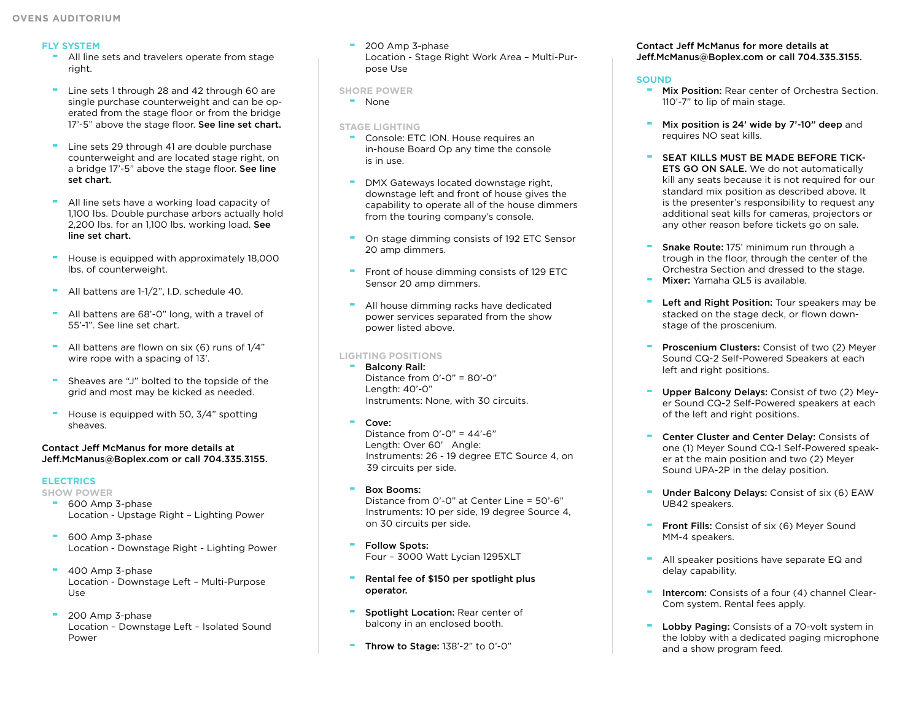## FLY SYSTEM

- All line sets and travelers operate from stage right.
- Line sets 1 through 28 and 42 through 60 are single purchase counterweight and can be operated from the stage floor or from the bridge 17’-5” above the stage floor. **See line set chart.**
- Line sets 29 through 41 are double purchase counterweight and are located stage right, on a bridge 17’-5” above the stage floor. **See line set chart.**
- All line sets have a working load capacity of 1,100 lbs. Double purchase arbors actually hold 2,200 lbs. for an 1,100 lbs. working load. **See line set chart.**
- House is equipped with approximately 18,000 lbs. of counterweight.
- All battens are 1-1/2”, I.D. schedule 40.
- All battens are 68’-0” long, with a travel of 55’-1”. See line set chart.
- All battens are flown on six (6) runs of 1/4” wire rope with a spacing of 13’.
- Sheaves are “J” bolted to the topside of the grid and most may be kicked as needed.
- House is equipped with 50, 3/4” spotting sheaves.

**Contact Jeff McManus for more details at Jeff.McManus@Boplex.com or call 704.335.3155.**

## ELECTRICS

### SHOW POWER

- 600 Amp 3-phase
  Location - Upstage Right – Lighting Power
- 600 Amp 3-phase
  Location - Downstage Right - Lighting Power
- 400 Amp 3-phase
  Location - Downstage Left – Multi-Purpose Use
- 200 Amp 3-phase
  Location – Downstage Left – Isolated Sound Power
- 200 Amp 3-phase
  Location - Stage Right Work Area – Multi-Purpose Use

### SHORE POWER

- None

### STAGE LIGHTING

- Console: ETC ION. House requires an in-house Board Op any time the console is in use.
- DMX Gateways located downstage right, downstage left and front of house gives the capability to operate all of the house dimmers from the touring company’s console.
- On stage dimming consists of 192 ETC Sensor 20 amp dimmers.
- Front of house dimming consists of 129 ETC Sensor 20 amp dimmers.
- All house dimming racks have dedicated power services separated from the show power listed above.

### LIGHTING POSITIONS

- **Balcony Rail:**
  Distance from 0’-0” = 80’-0”
  Length: 40’-0”
  Instruments: None, with 30 circuits.
- **Cove:**
  Distance from 0’-0” = 44’-6”
  Length: Over 60’ Angle:
  Instruments: 26 - 19 degree ETC Source 4, on 39 circuits per side.
- **Box Booms:**
  Distance from 0’-0” at Center Line = 50’-6”
  Instruments: 10 per side, 19 degree Source 4, on 30 circuits per side.
- **Follow Spots:**
  Four – 3000 Watt Lycian 1295XLT
- **Rental fee of $150 per spotlight plus operator.**
- **Spotlight Location:** Rear center of balcony in an enclosed booth.
- **Throw to Stage:** 138’-2” to 0’-0”

**Contact Jeff McManus for more details at Jeff.McManus@Boplex.com or call 704.335.3155.**

## SOUND

- **Mix Position:** Rear center of Orchestra Section. 110’-7” to lip of main stage.
- **Mix position is 24’ wide by 7’-10” deep** and requires NO seat kills.
- **SEAT KILLS MUST BE MADE BEFORE TICKETS GO ON SALE.** We do not automatically kill any seats because it is not required for our standard mix position as described above. It is the presenter’s responsibility to request any additional seat kills for cameras, projectors or any other reason before tickets go on sale.
- **Snake Route:** 175’ minimum run through a trough in the floor, through the center of the Orchestra Section and dressed to the stage.
- **Mixer:** Yamaha QL5 is available.
- **Left and Right Position:** Tour speakers may be stacked on the stage deck, or flown downstage of the proscenium.
- **Proscenium Clusters:** Consist of two (2) Meyer Sound CQ-2 Self-Powered Speakers at each left and right positions.
- **Upper Balcony Delays:** Consist of two (2) Meyer Sound CQ-2 Self-Powered speakers at each of the left and right positions.
- **Center Cluster and Center Delay:** Consists of one (1) Meyer Sound CQ-1 Self-Powered speaker at the main position and two (2) Meyer Sound UPA-2P in the delay position.
- **Under Balcony Delays:** Consist of six (6) EAW UB42 speakers.
- **Front Fills:** Consist of six (6) Meyer Sound MM-4 speakers.
- All speaker positions have separate EQ and delay capability.
- **Intercom:** Consists of a four (4) channel Clear-Com system. Rental fees apply.
- **Lobby Paging:** Consists of a 70-volt system in the lobby with a dedicated paging microphone and a show program feed.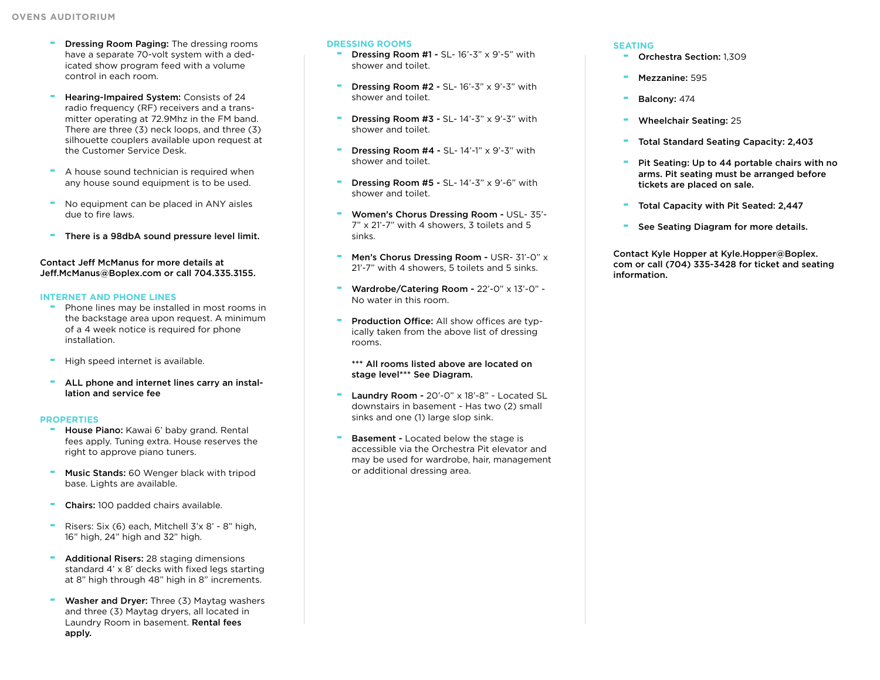- **Dressing Room Paging:** The dressing rooms have a separate 70-volt system with a dedicated show program feed with a volume control in each room.

- **Hearing-Impaired System:** Consists of 24 radio frequency (RF) receivers and a transmitter operating at 72.9Mhz in the FM band. There are three (3) neck loops, and three (3) silhouette couplers available upon request at the Customer Service Desk.

- A house sound technician is required when any house sound equipment is to be used.

- No equipment can be placed in ANY aisles due to fire laws.

- **There is a 98dbA sound pressure level limit.**

**Contact Jeff McManus for more details at Jeff.McManus@Boplex.com or call 704.335.3155.**

## INTERNET AND PHONE LINES

- Phone lines may be installed in most rooms in the backstage area upon request. A minimum of a 4 week notice is required for phone installation.

- High speed internet is available.

- **ALL phone and internet lines carry an installation and service fee**

## PROPERTIES

- **House Piano:** Kawai 6' baby grand. Rental fees apply. Tuning extra. House reserves the right to approve piano tuners.

- **Music Stands:** 60 Wenger black with tripod base. Lights are available.

- **Chairs:** 100 padded chairs available.

- Risers: Six (6) each, Mitchell 3'x 8' - 8" high, 16" high, 24" high and 32" high.

- **Additional Risers:** 28 staging dimensions standard 4' x 8' decks with fixed legs starting at 8" high through 48" high in 8" increments.

- **Washer and Dryer:** Three (3) Maytag washers and three (3) Maytag dryers, all located in Laundry Room in basement. **Rental fees apply.**

## DRESSING ROOMS

- **Dressing Room #1 -** SL- 16'-3" x 9'-5" with shower and toilet.

- **Dressing Room #2 -** SL- 16'-3" x 9'-3" with shower and toilet.

- **Dressing Room #3 -** SL- 14'-3" x 9'-3" with shower and toilet.

- **Dressing Room #4 -** SL- 14'-1" x 9'-3" with shower and toilet.

- **Dressing Room #5 -** SL- 14'-3" x 9'-6" with shower and toilet.

- **Women's Chorus Dressing Room -** USL- 35'-7" x 21'-7" with 4 showers, 3 toilets and 5 sinks.

- **Men's Chorus Dressing Room -** USR- 31'-0" x 21'-7" with 4 showers, 5 toilets and 5 sinks.

- **Wardrobe/Catering Room -** 22'-0" x 13'-0" - No water in this room.

- **Production Office:** All show offices are typically taken from the above list of dressing rooms.

  *** **All rooms listed above are located on stage level*** See Diagram.**

- **Laundry Room -** 20'-0" x 18'-8" - Located SL downstairs in basement - Has two (2) small sinks and one (1) large slop sink.

- **Basement -** Located below the stage is accessible via the Orchestra Pit elevator and may be used for wardrobe, hair, management or additional dressing area.

## SEATING

- **Orchestra Section:** 1,309

- **Mezzanine:** 595

- **Balcony:** 474

- **Wheelchair Seating:** 25

- **Total Standard Seating Capacity: 2,403**

- **Pit Seating: Up to 44 portable chairs with no arms. Pit seating must be arranged before tickets are placed on sale.**

- **Total Capacity with Pit Seated: 2,447**

- **See Seating Diagram for more details.**

**Contact Kyle Hopper at Kyle.Hopper@Boplex.com or call (704) 335-3428 for ticket and seating information.**